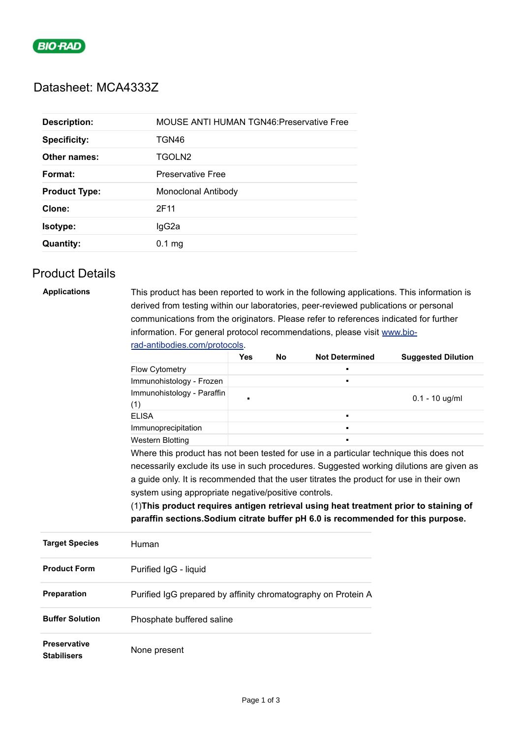# Datasheet: MCA4333Z

| | |
|---|---|
| **Description:** | MOUSE ANTI HUMAN TGN46:Preservative Free |
| **Specificity:** | TGN46 |
| **Other names:** | TGOLN2 |
| **Format:** | Preservative Free |
| **Product Type:** | Monoclonal Antibody |
| **Clone:** | 2F11 |
| **Isotype:** | IgG2a |
| **Quantity:** | 0.1 mg |

## Product Details

**Applications**

This product has been reported to work in the following applications. This information is derived from testing within our laboratories, peer-reviewed publications or personal communications from the originators. Please refer to references indicated for further information. For general protocol recommendations, please visit [www.bio-rad-antibodies.com/protocols](www.bio-rad-antibodies.com/protocols).

| | Yes | No | Not Determined | Suggested Dilution |
|---|---|---|---|---|
| Flow Cytometry | | | ▪ | |
| Immunohistology - Frozen | | | ▪ | |
| Immunohistology - Paraffin (1) | ▪ | | | 0.1 - 10 ug/ml |
| ELISA | | | ▪ | |
| Immunoprecipitation | | | ▪ | |
| Western Blotting | | | ▪ | |

Where this product has not been tested for use in a particular technique this does not necessarily exclude its use in such procedures. Suggested working dilutions are given as a guide only. It is recommended that the user titrates the product for use in their own system using appropriate negative/positive controls.

(1)**This product requires antigen retrieval using heat treatment prior to staining of paraffin sections.Sodium citrate buffer pH 6.0 is recommended for this purpose.**

| | |
|---|---|
| **Target Species** | Human |
| **Product Form** | Purified IgG - liquid |
| **Preparation** | Purified IgG prepared by affinity chromatography on Protein A |
| **Buffer Solution** | Phosphate buffered saline |
| **Preservative Stabilisers** | None present |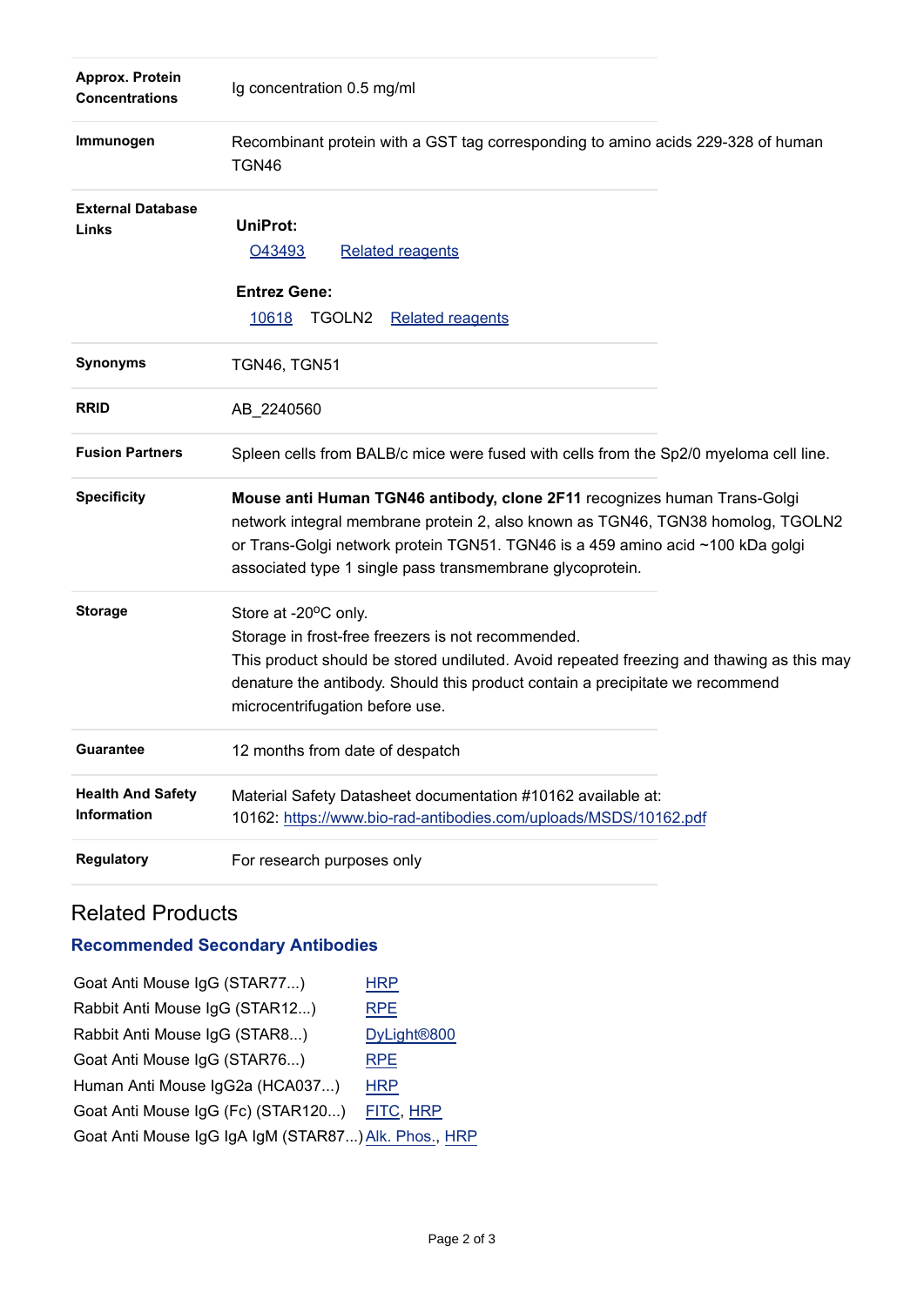| | |
|---|---|
| **Approx. Protein Concentrations** | Ig concentration 0.5 mg/ml |
| **Immunogen** | Recombinant protein with a GST tag corresponding to amino acids 229-328 of human TGN46 |
| **External Database Links** | **UniProt:**<br>O43493 Related reagents<br><br>**Entrez Gene:**<br>10618 TGOLN2 Related reagents |
| **Synonyms** | TGN46, TGN51 |
| **RRID** | AB_2240560 |
| **Fusion Partners** | Spleen cells from BALB/c mice were fused with cells from the Sp2/0 myeloma cell line. |
| **Specificity** | **Mouse anti Human TGN46 antibody, clone 2F11** recognizes human Trans-Golgi network integral membrane protein 2, also known as TGN46, TGN38 homolog, TGOLN2 or Trans-Golgi network protein TGN51. TGN46 is a 459 amino acid ~100 kDa golgi associated type 1 single pass transmembrane glycoprotein. |
| **Storage** | Store at -20$^{o}$C only.<br>Storage in frost-free freezers is not recommended.<br>This product should be stored undiluted. Avoid repeated freezing and thawing as this may denature the antibody. Should this product contain a precipitate we recommend microcentrifugation before use. |
| **Guarantee** | 12 months from date of despatch |
| **Health And Safety Information** | Material Safety Datasheet documentation #10162 available at:<br>10162: https://www.bio-rad-antibodies.com/uploads/MSDS/10162.pdf |
| **Regulatory** | For research purposes only |

## Related Products

### Recommended Secondary Antibodies

| | |
|---|---|
| Goat Anti Mouse IgG (STAR77...) | HRP |
| Rabbit Anti Mouse IgG (STAR12...) | RPE |
| Rabbit Anti Mouse IgG (STAR8...) | DyLight®800 |
| Goat Anti Mouse IgG (STAR76...) | RPE |
| Human Anti Mouse IgG2a (HCA037...) | HRP |
| Goat Anti Mouse IgG (Fc) (STAR120...) | FITC, HRP |
| Goat Anti Mouse IgG IgA IgM (STAR87...) | Alk. Phos., HRP |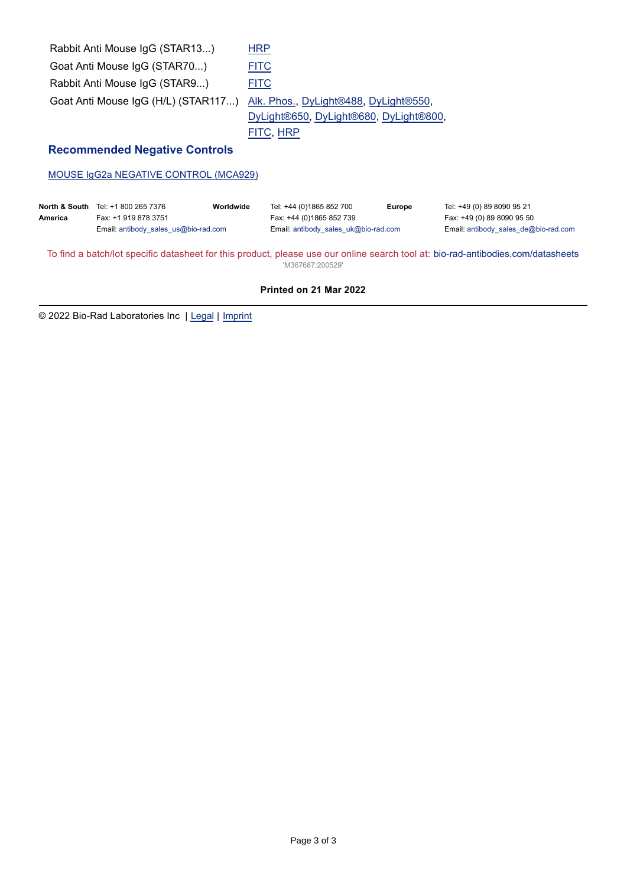| | |
|---|---|
| Rabbit Anti Mouse IgG (STAR13...) | HRP |
| Goat Anti Mouse IgG (STAR70...) | FITC |
| Rabbit Anti Mouse IgG (STAR9...) | FITC |
| Goat Anti Mouse IgG (H/L) (STAR117...) | Alk. Phos., DyLight®488, DyLight®550, DyLight®650, DyLight®680, DyLight®800, FITC, HRP |

## Recommended Negative Controls

MOUSE IgG2a NEGATIVE CONTROL (MCA929)

| | | | | | |
|---|---|---|---|---|---|
| **North & South America** | Tel: +1 800 265 7376<br>Fax: +1 919 878 3751<br>Email: antibody_sales_us@bio-rad.com | **Worldwide** | Tel: +44 (0)1865 852 700<br>Fax: +44 (0)1865 852 739<br>Email: antibody_sales_uk@bio-rad.com | **Europe** | Tel: +49 (0) 89 8090 95 21<br>Fax: +49 (0) 89 8090 95 50<br>Email: antibody_sales_de@bio-rad.com |

To find a batch/lot specific datasheet for this product, please use our online search tool at: bio-rad-antibodies.com/datasheets

'M367687:200529'

**Printed on 21 Mar 2022**

© 2022 Bio-Rad Laboratories Inc | Legal | Imprint